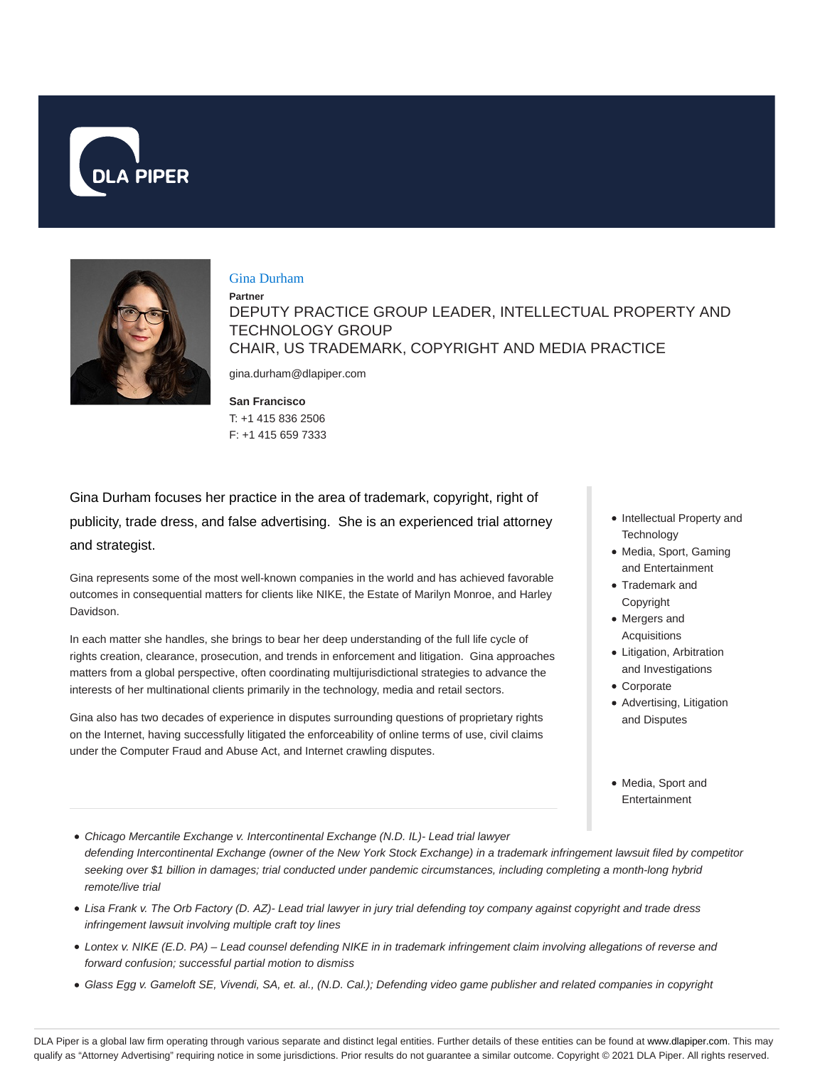# Gina Durham

**Partner**

DEPUTY PRACTICE GROUP LEADER, INTELLECTUAL PROPERTY AND TECHNOLOGY GROUP

CHAIR, US TRADEMARK, COPYRIGHT AND MEDIA PRACTICE

gina.durham@dlapiper.com

**San Francisco**

T: +1 415 836 2506

F: +1 415 659 7333

Gina Durham focuses her practice in the area of trademark, copyright, right of publicity, trade dress, and false advertising. She is an experienced trial attorney and strategist.

Gina represents some of the most well-known companies in the world and has achieved favorable outcomes in consequential matters for clients like NIKE, the Estate of Marilyn Monroe, and Harley Davidson.

In each matter she handles, she brings to bear her deep understanding of the full life cycle of rights creation, clearance, prosecution, and trends in enforcement and litigation. Gina approaches matters from a global perspective, often coordinating multijurisdictional strategies to advance the interests of her multinational clients primarily in the technology, media and retail sectors.

Gina also has two decades of experience in disputes surrounding questions of proprietary rights on the Internet, having successfully litigated the enforceability of online terms of use, civil claims under the Computer Fraud and Abuse Act, and Internet crawling disputes.

- Intellectual Property and Technology
- Media, Sport, Gaming and Entertainment
- Trademark and Copyright
- Mergers and Acquisitions
- Litigation, Arbitration and Investigations
- Corporate
- Advertising, Litigation and Disputes

- Media, Sport and Entertainment

---

- *Chicago Mercantile Exchange v. Intercontinental Exchange (N.D. IL)- Lead trial lawyer defending Intercontinental Exchange (owner of the New York Stock Exchange) in a trademark infringement lawsuit filed by competitor seeking over $1 billion in damages; trial conducted under pandemic circumstances, including completing a month-long hybrid remote/live trial*
- *Lisa Frank v. The Orb Factory (D. AZ)- Lead trial lawyer in jury trial defending toy company against copyright and trade dress infringement lawsuit involving multiple craft toy lines*
- *Lontex v. NIKE (E.D. PA) – Lead counsel defending NIKE in in trademark infringement claim involving allegations of reverse and forward confusion; successful partial motion to dismiss*
- *Glass Egg v. Gameloft SE, Vivendi, SA, et. al., (N.D. Cal.); Defending video game publisher and related companies in copyright*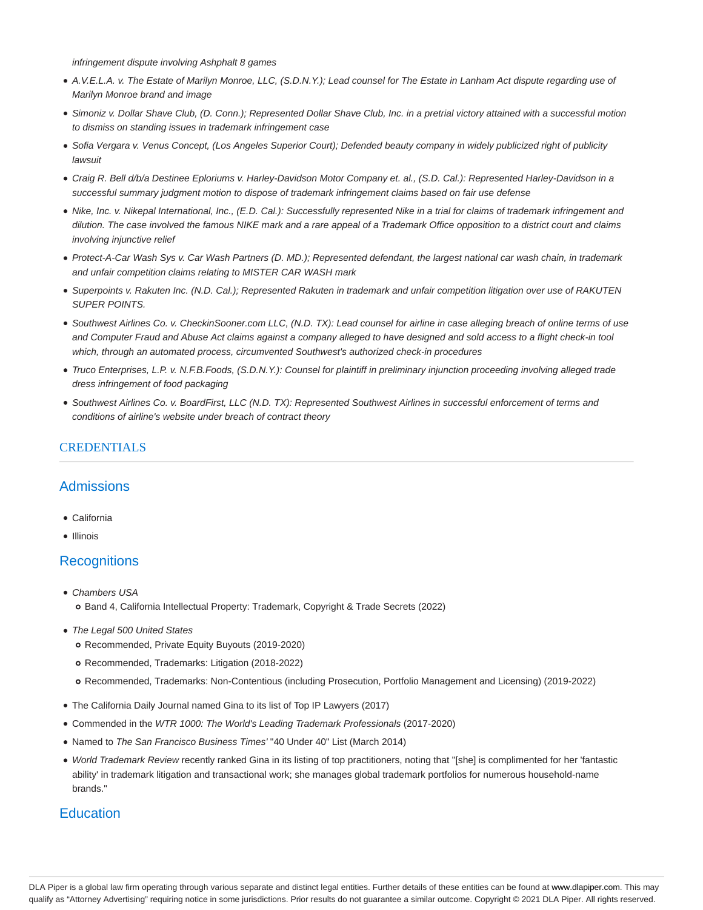*infringement dispute involving Ashphalt 8 games*

- *A.V.E.L.A. v. The Estate of Marilyn Monroe, LLC, (S.D.N.Y.); Lead counsel for The Estate in Lanham Act dispute regarding use of Marilyn Monroe brand and image*
- *Simoniz v. Dollar Shave Club, (D. Conn.); Represented Dollar Shave Club, Inc. in a pretrial victory attained with a successful motion to dismiss on standing issues in trademark infringement case*
- *Sofia Vergara v. Venus Concept, (Los Angeles Superior Court); Defended beauty company in widely publicized right of publicity lawsuit*
- *Craig R. Bell d/b/a Destinee Eploriums v. Harley-Davidson Motor Company et. al., (S.D. Cal.): Represented Harley-Davidson in a successful summary judgment motion to dispose of trademark infringement claims based on fair use defense*
- *Nike, Inc. v. Nikepal International, Inc., (E.D. Cal.): Successfully represented Nike in a trial for claims of trademark infringement and dilution. The case involved the famous NIKE mark and a rare appeal of a Trademark Office opposition to a district court and claims involving injunctive relief*
- *Protect-A-Car Wash Sys v. Car Wash Partners (D. MD.); Represented defendant, the largest national car wash chain, in trademark and unfair competition claims relating to MISTER CAR WASH mark*
- *Superpoints v. Rakuten Inc. (N.D. Cal.); Represented Rakuten in trademark and unfair competition litigation over use of RAKUTEN SUPER POINTS.*
- *Southwest Airlines Co. v. CheckinSooner.com LLC, (N.D. TX): Lead counsel for airline in case alleging breach of online terms of use and Computer Fraud and Abuse Act claims against a company alleged to have designed and sold access to a flight check-in tool which, through an automated process, circumvented Southwest's authorized check-in procedures*
- *Truco Enterprises, L.P. v. N.F.B.Foods, (S.D.N.Y.): Counsel for plaintiff in preliminary injunction proceeding involving alleged trade dress infringement of food packaging*
- *Southwest Airlines Co. v. BoardFirst, LLC (N.D. TX): Represented Southwest Airlines in successful enforcement of terms and conditions of airline's website under breach of contract theory*

## CREDENTIALS

### Admissions

- California
- Illinois

### Recognitions

- *Chambers USA*
  - Band 4, California Intellectual Property: Trademark, Copyright & Trade Secrets (2022)
- *The Legal 500 United States*
  - Recommended, Private Equity Buyouts (2019-2020)
  - Recommended, Trademarks: Litigation (2018-2022)
  - Recommended, Trademarks: Non-Contentious (including Prosecution, Portfolio Management and Licensing) (2019-2022)
- The California Daily Journal named Gina to its list of Top IP Lawyers (2017)
- Commended in the *WTR 1000: The World's Leading Trademark Professionals* (2017-2020)
- Named to *The San Francisco Business Times'* "40 Under 40" List (March 2014)
- *World Trademark Review* recently ranked Gina in its listing of top practitioners, noting that "[she] is complimented for her 'fantastic ability' in trademark litigation and transactional work; she manages global trademark portfolios for numerous household-name brands."

### Education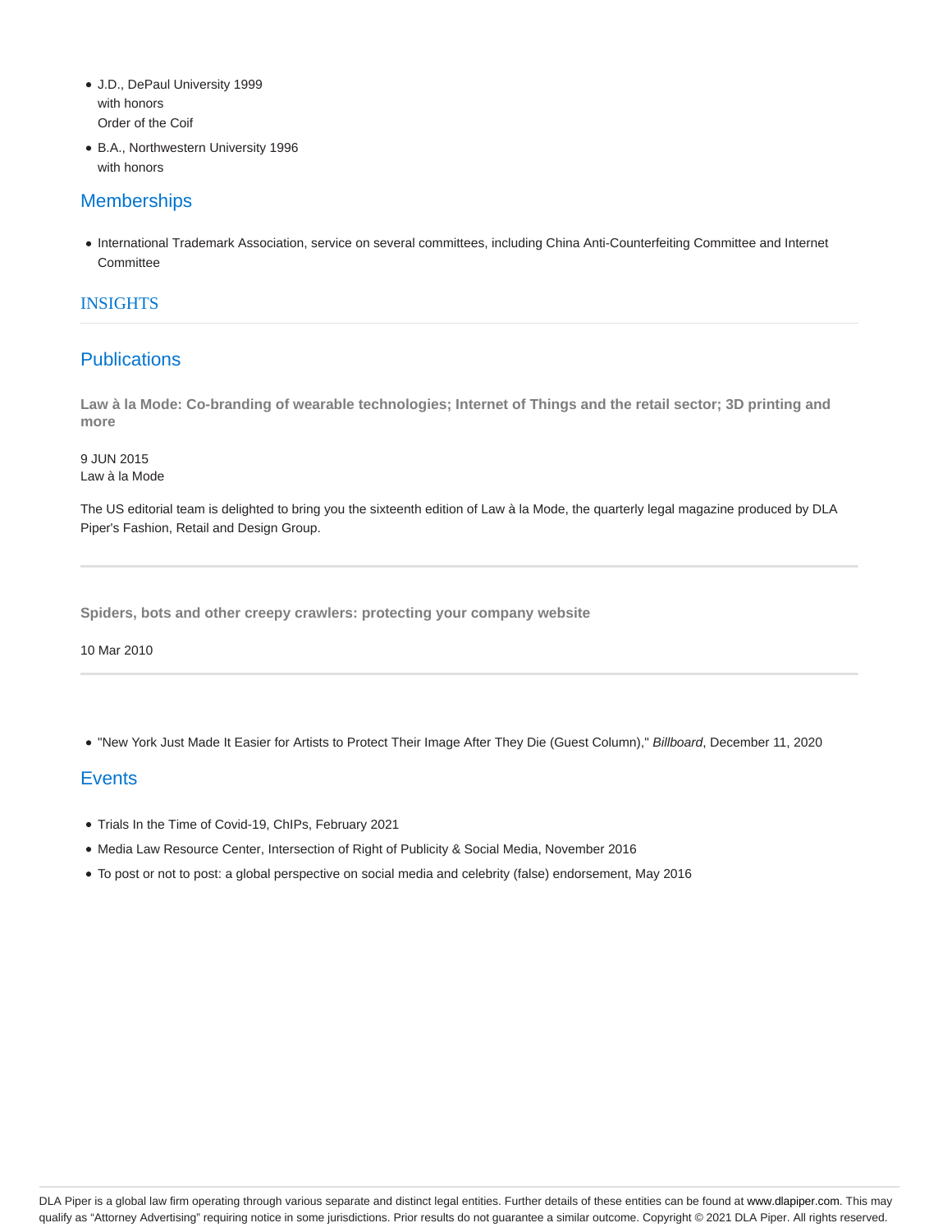- J.D., DePaul University 1999
  with honors
  Order of the Coif
- B.A., Northwestern University 1996
  with honors

## Memberships

- International Trademark Association, service on several committees, including China Anti-Counterfeiting Committee and Internet Committee

## INSIGHTS

## Publications

**Law à la Mode: Co-branding of wearable technologies; Internet of Things and the retail sector; 3D printing and more**

9 JUN 2015
Law à la Mode

The US editorial team is delighted to bring you the sixteenth edition of Law à la Mode, the quarterly legal magazine produced by DLA Piper's Fashion, Retail and Design Group.

---

**Spiders, bots and other creepy crawlers: protecting your company website**

10 Mar 2010

---

- "New York Just Made It Easier for Artists to Protect Their Image After They Die (Guest Column)," *Billboard*, December 11, 2020

## Events

- Trials In the Time of Covid-19, ChIPs, February 2021
- Media Law Resource Center, Intersection of Right of Publicity & Social Media, November 2016
- To post or not to post: a global perspective on social media and celebrity (false) endorsement, May 2016

DLA Piper is a global law firm operating through various separate and distinct legal entities. Further details of these entities can be found at www.dlapiper.com. This may qualify as "Attorney Advertising" requiring notice in some jurisdictions. Prior results do not guarantee a similar outcome. Copyright © 2021 DLA Piper. All rights reserved.